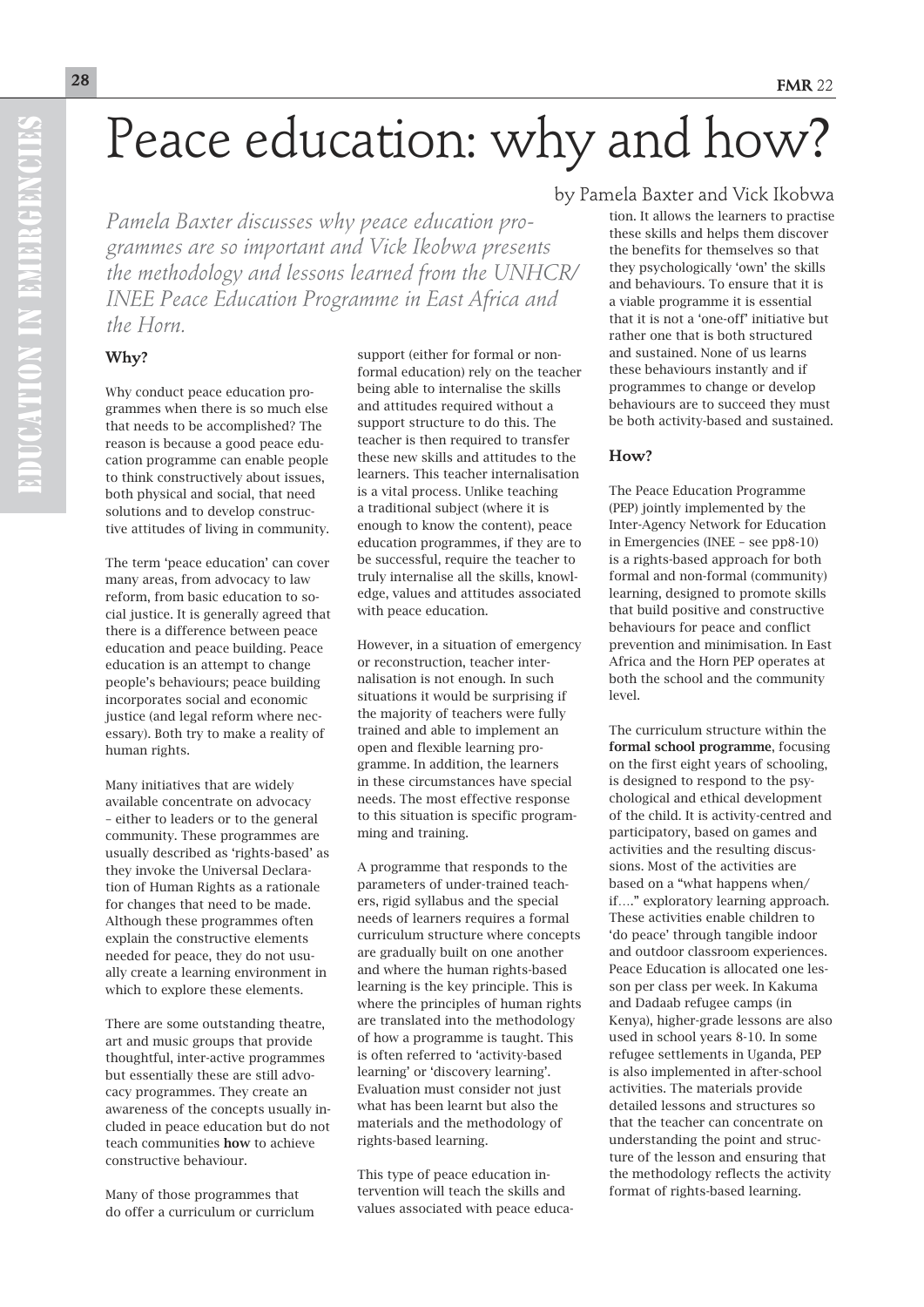# Peace education: why and how?

by Pamela Baxter and Vick Ikobwa

*Pamela Baxter discusses why peace education programmes are so important and Vick Ikobwa presents the methodology and lessons learned from the UNHCR/INEE Peace Education Programme in East Africa and the Horn.*

## Why?

Why conduct peace education programmes when there is so much else that needs to be accomplished? The reason is because a good peace education programme can enable people to think constructively about issues, both physical and social, that need solutions and to develop constructive attitudes of living in community.

The term 'peace education' can cover many areas, from advocacy to law reform, from basic education to social justice. It is generally agreed that there is a difference between peace education and peace building. Peace education is an attempt to change people's behaviours; peace building incorporates social and economic justice (and legal reform where necessary). Both try to make a reality of human rights.

Many initiatives that are widely available concentrate on advocacy – either to leaders or to the general community. These programmes are usually described as 'rights-based' as they invoke the Universal Declaration of Human Rights as a rationale for changes that need to be made. Although these programmes often explain the constructive elements needed for peace, they do not usually create a learning environment in which to explore these elements.

There are some outstanding theatre, art and music groups that provide thoughtful, inter-active programmes but essentially these are still advocacy programmes. They create an awareness of the concepts usually included in peace education but do not teach communities **how** to achieve constructive behaviour.

Many of those programmes that do offer a curriculum or curriclum support (either for formal or non-formal education) rely on the teacher being able to internalise the skills and attitudes required without a support structure to do this. The teacher is then required to transfer these new skills and attitudes to the learners. This teacher internalisation is a vital process. Unlike teaching a traditional subject (where it is enough to know the content), peace education programmes, if they are to be successful, require the teacher to truly internalise all the skills, knowledge, values and attitudes associated with peace education.

However, in a situation of emergency or reconstruction, teacher internalisation is not enough. In such situations it would be surprising if the majority of teachers were fully trained and able to implement an open and flexible learning programme. In addition, the learners in these circumstances have special needs. The most effective response to this situation is specific programming and training.

A programme that responds to the parameters of under-trained teachers, rigid syllabus and the special needs of learners requires a formal curriculum structure where concepts are gradually built on one another and where the human rights-based learning is the key principle. This is where the principles of human rights are translated into the methodology of how a programme is taught. This is often referred to 'activity-based learning' or 'discovery learning'. Evaluation must consider not just what has been learnt but also the materials and the methodology of rights-based learning.

This type of peace education intervention will teach the skills and values associated with peace education. It allows the learners to practise these skills and helps them discover the benefits for themselves so that they psychologically 'own' the skills and behaviours. To ensure that it is a viable programme it is essential that it is not a 'one-off' initiative but rather one that is both structured and sustained. None of us learns these behaviours instantly and if programmes to change or develop behaviours are to succeed they must be both activity-based and sustained.

## How?

The Peace Education Programme (PEP) jointly implemented by the Inter-Agency Network for Education in Emergencies (INEE – see pp8-10) is a rights-based approach for both formal and non-formal (community) learning, designed to promote skills that build positive and constructive behaviours for peace and conflict prevention and minimisation. In East Africa and the Horn PEP operates at both the school and the community level.

The curriculum structure within the **formal school programme**, focusing on the first eight years of schooling, is designed to respond to the psychological and ethical development of the child. It is activity-centred and participatory, based on games and activities and the resulting discussions. Most of the activities are based on a "what happens when/if…." exploratory learning approach. These activities enable children to 'do peace' through tangible indoor and outdoor classroom experiences. Peace Education is allocated one lesson per class per week. In Kakuma and Dadaab refugee camps (in Kenya), higher-grade lessons are also used in school years 8-10. In some refugee settlements in Uganda, PEP is also implemented in after-school activities. The materials provide detailed lessons and structures so that the teacher can concentrate on understanding the point and structure of the lesson and ensuring that the methodology reflects the activity format of rights-based learning.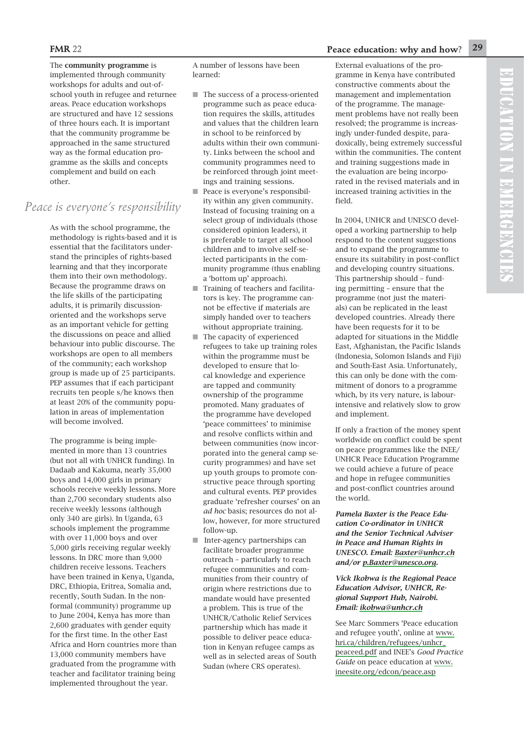The **community programme** is implemented through community workshops for adults and out-of-school youth in refugee and returnee areas. Peace education workshops are structured and have 12 sessions of three hours each. It is important that the community programme be approached in the same structured way as the formal education programme as the skills and concepts complement and build on each other.

## Peace is everyone's responsibility

As with the school programme, the methodology is rights-based and it is essential that the facilitators understand the principles of rights-based learning and that they incorporate them into their own methodology. Because the programme draws on the life skills of the participating adults, it is primarily discussion-oriented and the workshops serve as an important vehicle for getting the discussions on peace and allied behaviour into public discourse. The workshops are open to all members of the community; each workshop group is made up of 25 participants. PEP assumes that if each participant recruits ten people s/he knows then at least 20% of the community population in areas of implementation will become involved.

The programme is being implemented in more than 13 countries (but not all with UNHCR funding). In Dadaab and Kakuma, nearly 35,000 boys and 14,000 girls in primary schools receive weekly lessons. More than 2,700 secondary students also receive weekly lessons (although only 340 are girls). In Uganda, 63 schools implement the programme with over 11,000 boys and over 5,000 girls receiving regular weekly lessons. In DRC more than 9,000 children receive lessons. Teachers have been trained in Kenya, Uganda, DRC, Ethiopia, Eritrea, Somalia and, recently, South Sudan. In the non-formal (community) programme up to June 2004, Kenya has more than 2,600 graduates with gender equity for the first time. In the other East Africa and Horn countries more than 13,000 community members have graduated from the programme with teacher and facilitator training being implemented throughout the year.

A number of lessons have been learned:

- The success of a process-oriented programme such as peace education requires the skills, attitudes and values that the children learn in school to be reinforced by adults within their own community. Links between the school and community programmes need to be reinforced through joint meetings and training sessions.
- Peace is everyone's responsibility within any given community. Instead of focusing training on a select group of individuals (those considered opinion leaders), it is preferable to target all school children and to involve self-selected participants in the community programme (thus enabling a 'bottom up' approach).
- Training of teachers and facilitators is key. The programme cannot be effective if materials are simply handed over to teachers without appropriate training.
- The capacity of experienced refugees to take up training roles within the programme must be developed to ensure that local knowledge and experience are tapped and community ownership of the programme promoted. Many graduates of the programme have developed 'peace committees' to minimise and resolve conflicts within and between communities (now incorporated into the general camp security programmes) and have set up youth groups to promote constructive peace through sporting and cultural events. PEP provides graduate 'refresher courses' on an *ad hoc* basis; resources do not allow, however, for more structured follow-up.
- Inter-agency partnerships can facilitate broader programme outreach – particularly to reach refugee communities and communities from their country of origin where restrictions due to mandate would have presented a problem. This is true of the UNHCR/Catholic Relief Services partnership which has made it possible to deliver peace education in Kenyan refugee camps as well as in selected areas of South Sudan (where CRS operates).

External evaluations of the programme in Kenya have contributed constructive comments about the management and implementation of the programme. The management problems have not really been resolved; the programme is increasingly under-funded despite, paradoxically, being extremely successful within the communities. The content and training suggestions made in the evaluation are being incorporated in the revised materials and in increased training activities in the field.

In 2004, UNHCR and UNESCO developed a working partnership to help respond to the content suggestions and to expand the programme to ensure its suitability in post-conflict and developing country situations. This partnership should – funding permitting – ensure that the programme (not just the materials) can be replicated in the least developed countries. Already there have been requests for it to be adapted for situations in the Middle East, Afghanistan, the Pacific Islands (Indonesia, Solomon Islands and Fiji) and South-East Asia. Unfortunately, this can only be done with the commitment of donors to a programme which, by its very nature, is labour-intensive and relatively slow to grow and implement.

If only a fraction of the money spent worldwide on conflict could be spent on peace programmes like the INEE/UNHCR Peace Education Programme we could achieve a future of peace and hope in refugee communities and post-conflict countries around the world.

***Pamela Baxter is the Peace Education Co-ordinator in UNHCR and the Senior Technical Adviser in Peace and Human Rights in UNESCO. Email: Baxter@unhcr.ch and/or p.Baxter@unesco.org.***

***Vick Ikobwa is the Regional Peace Education Advisor, UNHCR, Regional Support Hub, Nairobi. Email: ikobwa@unhcr.ch***

See Marc Sommers 'Peace education and refugee youth', online at www.hri.ca/children/refugees/unhcr_peaceed.pdf and INEE's *Good Practice Guide* on peace education at www.ineesite.org/edcon/peace.asp